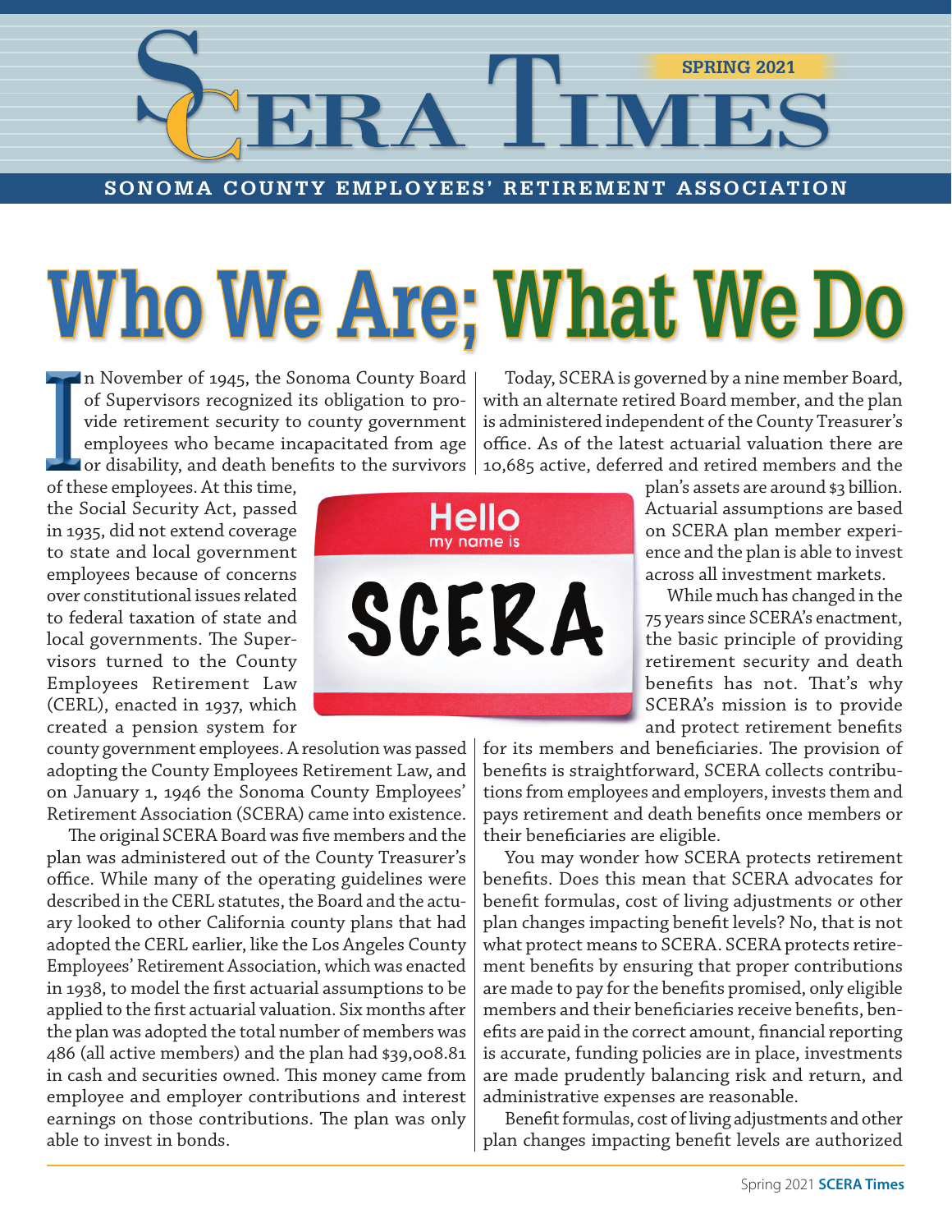# SCERA Times

**SPRING 2021**

**SONOMA COUNTY EMPLOYEES' RETIREMENT ASSOCIATION**

# Who We Are; What We Do

In November of 1945, the Sonoma County Board of Supervisors recognized its obligation to provide retirement security to county government employees who became incapacitated from age or disability, and death benefits to the survivors of these employees. At this time, the Social Security Act, passed in 1935, did not extend coverage to state and local government employees because of concerns over constitutional issues related to federal taxation of state and local governments. The Supervisors turned to the County Employees Retirement Law (CERL), enacted in 1937, which created a pension system for county government employees. A resolution was passed adopting the County Employees Retirement Law, and on January 1, 1946 the Sonoma County Employees' Retirement Association (SCERA) came into existence.

The original SCERA Board was five members and the plan was administered out of the County Treasurer's office. While many of the operating guidelines were described in the CERL statutes, the Board and the actuary looked to other California county plans that had adopted the CERL earlier, like the Los Angeles County Employees' Retirement Association, which was enacted in 1938, to model the first actuarial assumptions to be applied to the first actuarial valuation. Six months after the plan was adopted the total number of members was 486 (all active members) and the plan had $39,008.81 in cash and securities owned. This money came from employee and employer contributions and interest earnings on those contributions. The plan was only able to invest in bonds.

Today, SCERA is governed by a nine member Board, with an alternate retired Board member, and the plan is administered independent of the County Treasurer's office. As of the latest actuarial valuation there are 10,685 active, deferred and retired members and the plan's assets are around $3 billion. Actuarial assumptions are based on SCERA plan member experience and the plan is able to invest across all investment markets.

While much has changed in the 75 years since SCERA's enactment, the basic principle of providing retirement security and death benefits has not. That's why SCERA's mission is to provide and protect retirement benefits for its members and beneficiaries. The provision of benefits is straightforward, SCERA collects contributions from employees and employers, invests them and pays retirement and death benefits once members or their beneficiaries are eligible.

You may wonder how SCERA protects retirement benefits. Does this mean that SCERA advocates for benefit formulas, cost of living adjustments or other plan changes impacting benefit levels? No, that is not what protect means to SCERA. SCERA protects retirement benefits by ensuring that proper contributions are made to pay for the benefits promised, only eligible members and their beneficiaries receive benefits, benefits are paid in the correct amount, financial reporting is accurate, funding policies are in place, investments are made prudently balancing risk and return, and administrative expenses are reasonable.

Benefit formulas, cost of living adjustments and other plan changes impacting benefit levels are authorized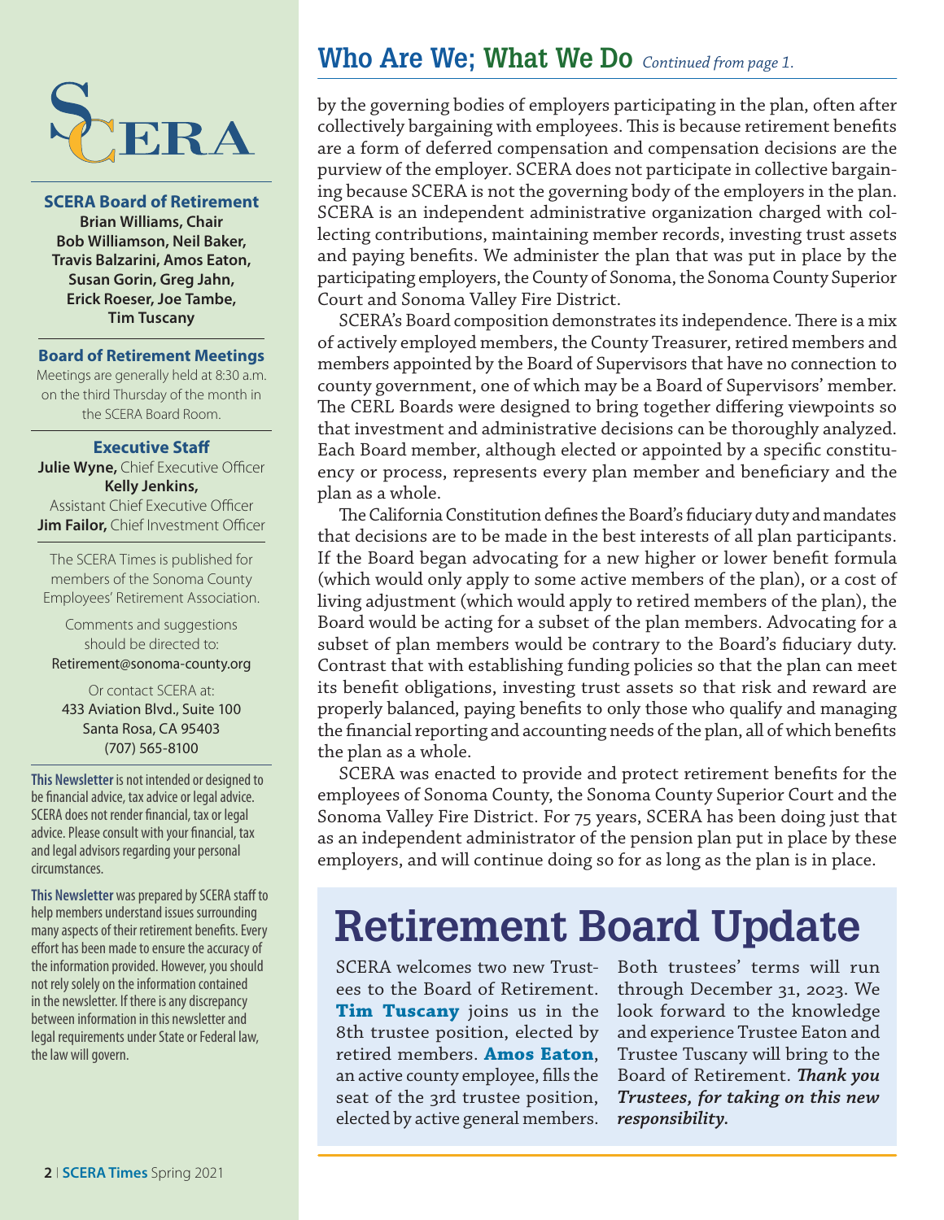## Who Are We; What We Do *Continued from page 1.*

by the governing bodies of employers participating in the plan, often after collectively bargaining with employees. This is because retirement benefits are a form of deferred compensation and compensation decisions are the purview of the employer. SCERA does not participate in collective bargaining because SCERA is not the governing body of the employers in the plan. SCERA is an independent administrative organization charged with collecting contributions, maintaining member records, investing trust assets and paying benefits. We administer the plan that was put in place by the participating employers, the County of Sonoma, the Sonoma County Superior Court and Sonoma Valley Fire District.

SCERA's Board composition demonstrates its independence. There is a mix of actively employed members, the County Treasurer, retired members and members appointed by the Board of Supervisors that have no connection to county government, one of which may be a Board of Supervisors' member. The CERL Boards were designed to bring together differing viewpoints so that investment and administrative decisions can be thoroughly analyzed. Each Board member, although elected or appointed by a specific constituency or process, represents every plan member and beneficiary and the plan as a whole.

The California Constitution defines the Board's fiduciary duty and mandates that decisions are to be made in the best interests of all plan participants. If the Board began advocating for a new higher or lower benefit formula (which would only apply to some active members of the plan), or a cost of living adjustment (which would apply to retired members of the plan), the Board would be acting for a subset of the plan members. Advocating for a subset of plan members would be contrary to the Board's fiduciary duty. Contrast that with establishing funding policies so that the plan can meet its benefit obligations, investing trust assets so that risk and reward are properly balanced, paying benefits to only those who qualify and managing the financial reporting and accounting needs of the plan, all of which benefits the plan as a whole.

SCERA was enacted to provide and protect retirement benefits for the employees of Sonoma County, the Sonoma County Superior Court and the Sonoma Valley Fire District. For 75 years, SCERA has been doing just that as an independent administrator of the pension plan put in place by these employers, and will continue doing so for as long as the plan is in place.

# Retirement Board Update

SCERA welcomes two new Trustees to the Board of Retirement. **Tim Tuscany** joins us in the 8th trustee position, elected by retired members. **Amos Eaton**, an active county employee, fills the seat of the 3rd trustee position, elected by active general members. Both trustees' terms will run through December 31, 2023. We look forward to the knowledge and experience Trustee Eaton and Trustee Tuscany will bring to the Board of Retirement. ***Thank you Trustees, for taking on this new responsibility.***

SCERA

**SCERA Board of Retirement**
**Brian Williams, Chair**
**Bob Williamson, Neil Baker, Travis Balzarini, Amos Eaton, Susan Gorin, Greg Jahn, Erick Roeser, Joe Tambe, Tim Tuscany**

**Board of Retirement Meetings**
Meetings are generally held at 8:30 a.m. on the third Thursday of the month in the SCERA Board Room.

**Executive Staff**
**Julie Wyne,** Chief Executive Officer
**Kelly Jenkins,** Assistant Chief Executive Officer
**Jim Failor,** Chief Investment Officer

The SCERA Times is published for members of the Sonoma County Employees' Retirement Association.

Comments and suggestions should be directed to:
Retirement@sonoma-county.org

Or contact SCERA at:
433 Aviation Blvd., Suite 100
Santa Rosa, CA 95403
(707) 565-8100

**This Newsletter** is not intended or designed to be financial advice, tax advice or legal advice. SCERA does not render financial, tax or legal advice. Please consult with your financial, tax and legal advisors regarding your personal circumstances.

**This Newsletter** was prepared by SCERA staff to help members understand issues surrounding many aspects of their retirement benefits. Every effort has been made to ensure the accuracy of the information provided. However, you should not rely solely on the information contained in the newsletter. If there is any discrepancy between information in this newsletter and legal requirements under State or Federal law, the law will govern.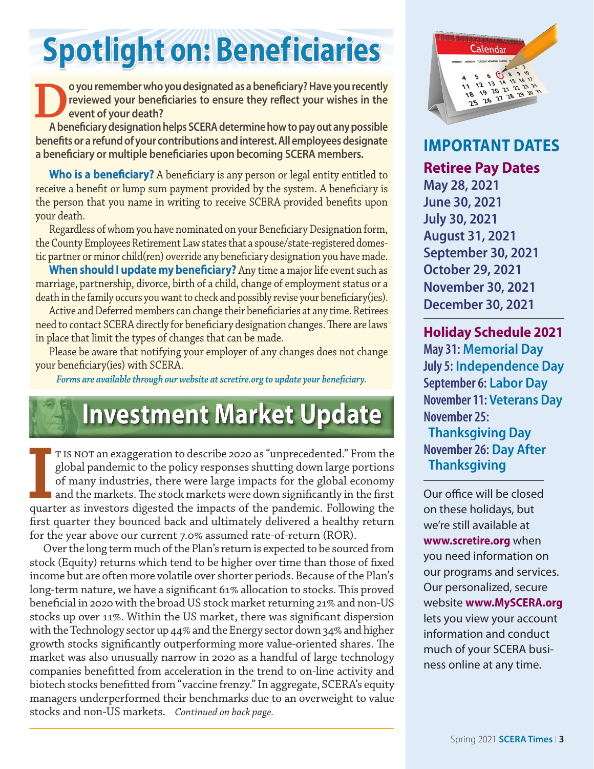# Spotlight on: Beneficiaries

**Do you remember who you designated as a beneficiary? Have you recently reviewed your beneficiaries to ensure they reflect your wishes in the event of your death?**

**A beneficiary designation helps SCERA determine how to pay out any possible benefits or a refund of your contributions and interest. All employees designate a beneficiary or multiple beneficiaries upon becoming SCERA members.**

**Who is a beneficiary?** A beneficiary is any person or legal entity entitled to receive a benefit or lump sum payment provided by the system. A beneficiary is the person that you name in writing to receive SCERA provided benefits upon your death.

Regardless of whom you have nominated on your Beneficiary Designation form, the County Employees Retirement Law states that a spouse/state-registered domestic partner or minor child(ren) override any beneficiary designation you have made.

**When should I update my beneficiary?** Any time a major life event such as marriage, partnership, divorce, birth of a child, change of employment status or a death in the family occurs you want to check and possibly revise your beneficiary(ies).

Active and Deferred members can change their beneficiaries at any time. Retirees need to contact SCERA directly for beneficiary designation changes. There are laws in place that limit the types of changes that can be made.

Please be aware that notifying your employer of any changes does not change your beneficiary(ies) with SCERA.

*Forms are available through our website at scretire.org to update your beneficiary.*

# Investment Market Update

It is not an exaggeration to describe 2020 as "unprecedented." From the global pandemic to the policy responses shutting down large portions of many industries, there were large impacts for the global economy and the markets. The stock markets were down significantly in the first quarter as investors digested the impacts of the pandemic. Following the first quarter they bounced back and ultimately delivered a healthy return for the year above our current 7.0% assumed rate-of-return (ROR).

Over the long term much of the Plan's return is expected to be sourced from stock (Equity) returns which tend to be higher over time than those of fixed income but are often more volatile over shorter periods. Because of the Plan's long-term nature, we have a significant 61% allocation to stocks. This proved beneficial in 2020 with the broad US stock market returning 21% and non-US stocks up over 11%. Within the US market, there was significant dispersion with the Technology sector up 44% and the Energy sector down 34% and higher growth stocks significantly outperforming more value-oriented shares. The market was also unusually narrow in 2020 as a handful of large technology companies benefitted from acceleration in the trend to on-line activity and biotech stocks benefitted from "vaccine frenzy." In aggregate, SCERA's equity managers underperformed their benchmarks due to an overweight to value stocks and non-US markets. *Continued on back page.*

## IMPORTANT DATES

### Retiree Pay Dates

May 28, 2021
June 30, 2021
July 30, 2021
August 31, 2021
September 30, 2021
October 29, 2021
November 30, 2021
December 30, 2021

### Holiday Schedule 2021

**May 31:** Memorial Day
**July 5:** Independence Day
**September 6:** Labor Day
**November 11:** Veterans Day
**November 25:** Thanksgiving Day
**November 26:** Day After Thanksgiving

Our office will be closed on these holidays, but we're still available at **www.scretire.org** when you need information on our programs and services. Our personalized, secure website **www.MySCERA.org** lets you view your account information and conduct much of your SCERA business online at any time.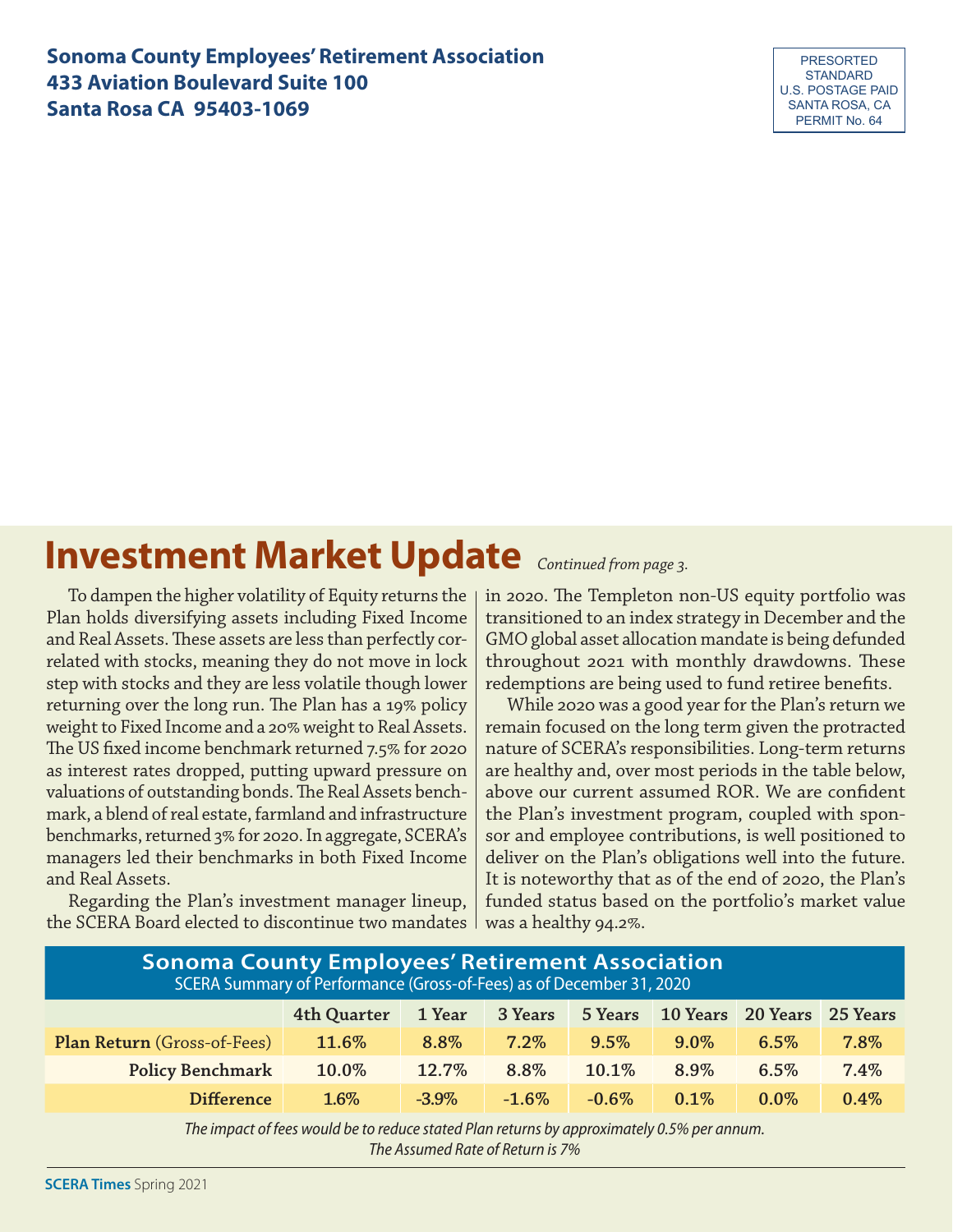**Sonoma County Employees' Retirement Association**
**433 Aviation Boulevard Suite 100**
**Santa Rosa CA 95403-1069**

PRESORTED
STANDARD
U.S. POSTAGE PAID
SANTA ROSA, CA
PERMIT No. 64

# Investment Market Update

*Continued from page 3.*

To dampen the higher volatility of Equity returns the Plan holds diversifying assets including Fixed Income and Real Assets. These assets are less than perfectly correlated with stocks, meaning they do not move in lock step with stocks and they are less volatile though lower returning over the long run. The Plan has a 19% policy weight to Fixed Income and a 20% weight to Real Assets. The US fixed income benchmark returned 7.5% for 2020 as interest rates dropped, putting upward pressure on valuations of outstanding bonds. The Real Assets benchmark, a blend of real estate, farmland and infrastructure benchmarks, returned 3% for 2020. In aggregate, SCERA's managers led their benchmarks in both Fixed Income and Real Assets.

Regarding the Plan's investment manager lineup, the SCERA Board elected to discontinue two mandates in 2020. The Templeton non-US equity portfolio was transitioned to an index strategy in December and the GMO global asset allocation mandate is being defunded throughout 2021 with monthly drawdowns. These redemptions are being used to fund retiree benefits.

While 2020 was a good year for the Plan's return we remain focused on the long term given the protracted nature of SCERA's responsibilities. Long-term returns are healthy and, over most periods in the table below, above our current assumed ROR. We are confident the Plan's investment program, coupled with sponsor and employee contributions, is well positioned to deliver on the Plan's obligations well into the future. It is noteworthy that as of the end of 2020, the Plan's funded status based on the portfolio's market value was a healthy 94.2%.

## Sonoma County Employees' Retirement Association

SCERA Summary of Performance (Gross-of-Fees) as of December 31, 2020

| | 4th Quarter | 1 Year | 3 Years | 5 Years | 10 Years | 20 Years | 25 Years |
|---|---|---|---|---|---|---|---|
| **Plan Return** (Gross-of-Fees) | 11.6% | 8.8% | 7.2% | 9.5% | 9.0% | 6.5% | 7.8% |
| **Policy Benchmark** | 10.0% | 12.7% | 8.8% | 10.1% | 8.9% | 6.5% | 7.4% |
| **Difference** | 1.6% | -3.9% | -1.6% | -0.6% | 0.1% | 0.0% | 0.4% |

*The impact of fees would be to reduce stated Plan returns by approximately 0.5% per annum.*
*The Assumed Rate of Return is 7%*

**SCERA Times** Spring 2021